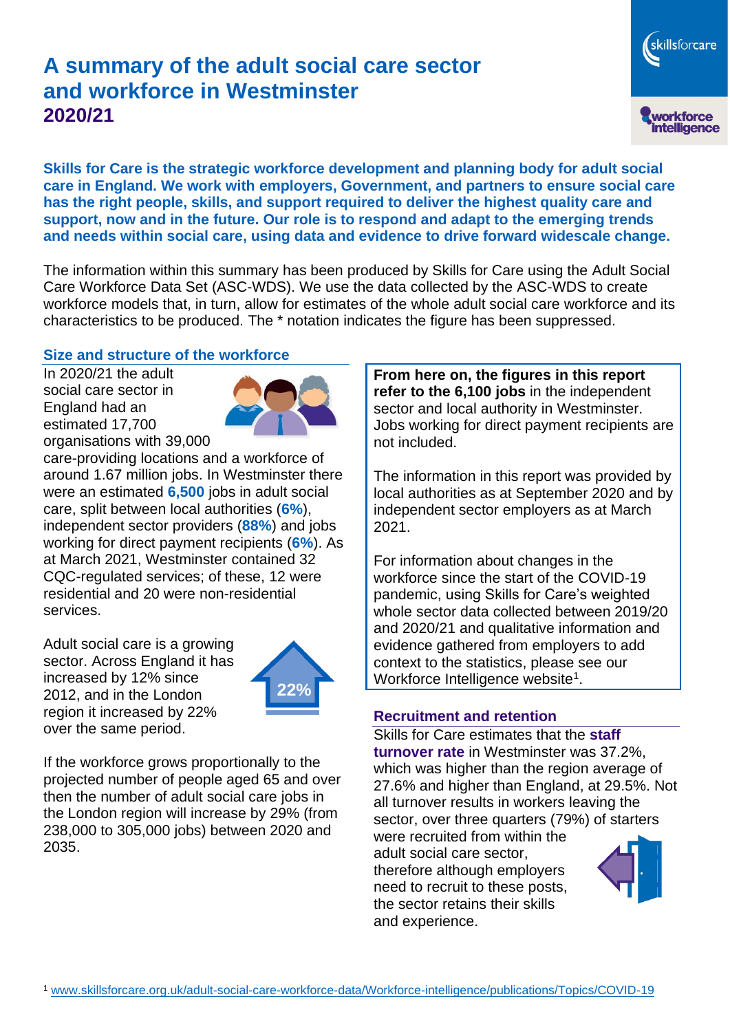# A summary of the adult social care sector and workforce in Westminster
## 2020/21

**Skills for Care is the strategic workforce development and planning body for adult social care in England. We work with employers, Government, and partners to ensure social care has the right people, skills, and support required to deliver the highest quality care and support, now and in the future. Our role is to respond and adapt to the emerging trends and needs within social care, using data and evidence to drive forward widescale change.**

The information within this summary has been produced by Skills for Care using the Adult Social Care Workforce Data Set (ASC-WDS). We use the data collected by the ASC-WDS to create workforce models that, in turn, allow for estimates of the whole adult social care workforce and its characteristics to be produced. The * notation indicates the figure has been suppressed.

### Size and structure of the workforce

In 2020/21 the adult social care sector in England had an estimated 17,700 organisations with 39,000 care-providing locations and a workforce of around 1.67 million jobs. In Westminster there were an estimated **6,500** jobs in adult social care, split between local authorities (**6%**), independent sector providers (**88%**) and jobs working for direct payment recipients (**6%**). As at March 2021, Westminster contained 32 CQC-regulated services; of these, 12 were residential and 20 were non-residential services.

Adult social care is a growing sector. Across England it has increased by 12% since 2012, and in the London region it increased by 22% over the same period.

22%

If the workforce grows proportionally to the projected number of people aged 65 and over then the number of adult social care jobs in the London region will increase by 29% (from 238,000 to 305,000 jobs) between 2020 and 2035.

**From here on, the figures in this report refer to the 6,100 jobs** in the independent sector and local authority in Westminster. Jobs working for direct payment recipients are not included.

The information in this report was provided by local authorities as at September 2020 and by independent sector employers as at March 2021.

For information about changes in the workforce since the start of the COVID-19 pandemic, using Skills for Care's weighted whole sector data collected between 2019/20 and 2020/21 and qualitative information and evidence gathered from employers to add context to the statistics, please see our Workforce Intelligence website[1].

### Recruitment and retention

Skills for Care estimates that the **staff turnover rate** in Westminster was 37.2%, which was higher than the region average of 27.6% and higher than England, at 29.5%. Not all turnover results in workers leaving the sector, over three quarters (79%) of starters were recruited from within the adult social care sector, therefore although employers need to recruit to these posts, the sector retains their skills and experience.

[1] www.skillsforcare.org.uk/adult-social-care-workforce-data/Workforce-intelligence/publications/Topics/COVID-19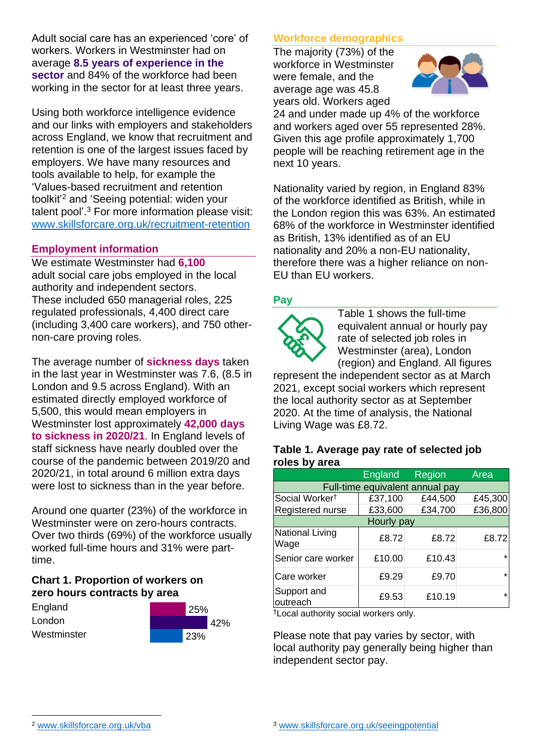Adult social care has an experienced 'core' of workers. Workers in Westminster had on average **8.5 years of experience in the sector** and 84% of the workforce had been working in the sector for at least three years.

Using both workforce intelligence evidence and our links with employers and stakeholders across England, we know that recruitment and retention is one of the largest issues faced by employers. We have many resources and tools available to help, for example the 'Values-based recruitment and retention toolkit'[2] and 'Seeing potential: widen your talent pool'.[3] For more information please visit: www.skillsforcare.org.uk/recruitment-retention

## Employment information

We estimate Westminster had **6,100** adult social care jobs employed in the local authority and independent sectors. These included 650 managerial roles, 225 regulated professionals, 4,400 direct care (including 3,400 care workers), and 750 other-non-care proving roles.

The average number of **sickness days** taken in the last year in Westminster was 7.6, (8.5 in London and 9.5 across England). With an estimated directly employed workforce of 5,500, this would mean employers in Westminster lost approximately **42,000 days to sickness in 2020/21**. In England levels of staff sickness have nearly doubled over the course of the pandemic between 2019/20 and 2020/21, in total around 6 million extra days were lost to sickness than in the year before.

Around one quarter (23%) of the workforce in Westminster were on zero-hours contracts. Over two thirds (69%) of the workforce usually worked full-time hours and 31% were part-time.

### Chart 1. Proportion of workers on zero hours contracts by area

| Area | Proportion |
|---|---|
| England | 25% |
| London | 42% |
| Westminster | 23% |

## Workforce demographics

The majority (73%) of the workforce in Westminster were female, and the average age was 45.8 years old. Workers aged 24 and under made up 4% of the workforce and workers aged over 55 represented 28%. Given this age profile approximately 1,700 people will be reaching retirement age in the next 10 years.

Nationality varied by region, in England 83% of the workforce identified as British, while in the London region this was 63%. An estimated 68% of the workforce in Westminster identified as British, 13% identified as of an EU nationality and 20% a non-EU nationality, therefore there was a higher reliance on non-EU than EU workers.

## Pay

Table 1 shows the full-time equivalent annual or hourly pay rate of selected job roles in Westminster (area), London (region) and England. All figures represent the independent sector as at March 2021, except social workers which represent the local authority sector as at September 2020. At the time of analysis, the National Living Wage was £8.72.

### Table 1. Average pay rate of selected job roles by area

| | England | Region | Area |
|---|---|---|---|
| **Full-time equivalent annual pay** | | | |
| Social Worker† | £37,100 | £44,500 | £45,300 |
| Registered nurse | £33,600 | £34,700 | £36,800 |
| **Hourly pay** | | | |
| National Living Wage | £8.72 | £8.72 | £8.72 |
| Senior care worker | £10.00 | £10.43 | * |
| Care worker | £9.29 | £9.70 | * |
| Support and outreach | £9.53 | £10.19 | * |

†Local authority social workers only.

Please note that pay varies by sector, with local authority pay generally being higher than independent sector pay.

[2] www.skillsforcare.org.uk/vba

[3] www.skillsforcare.org.uk/seeingpotential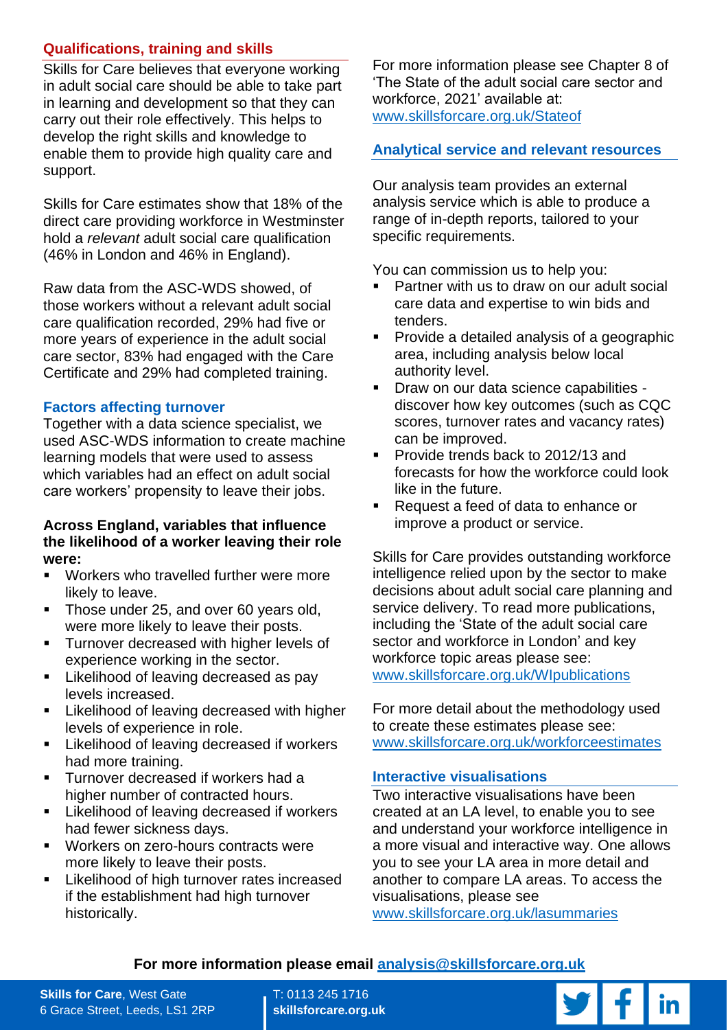## Qualifications, training and skills

Skills for Care believes that everyone working in adult social care should be able to take part in learning and development so that they can carry out their role effectively. This helps to develop the right skills and knowledge to enable them to provide high quality care and support.

Skills for Care estimates show that 18% of the direct care providing workforce in Westminster hold a *relevant* adult social care qualification (46% in London and 46% in England).

Raw data from the ASC-WDS showed, of those workers without a relevant adult social care qualification recorded, 29% had five or more years of experience in the adult social care sector, 83% had engaged with the Care Certificate and 29% had completed training.

## Factors affecting turnover

Together with a data science specialist, we used ASC-WDS information to create machine learning models that were used to assess which variables had an effect on adult social care workers' propensity to leave their jobs.

**Across England, variables that influence the likelihood of a worker leaving their role were:**

- Workers who travelled further were more likely to leave.
- Those under 25, and over 60 years old, were more likely to leave their posts.
- Turnover decreased with higher levels of experience working in the sector.
- Likelihood of leaving decreased as pay levels increased.
- Likelihood of leaving decreased with higher levels of experience in role.
- Likelihood of leaving decreased if workers had more training.
- Turnover decreased if workers had a higher number of contracted hours.
- Likelihood of leaving decreased if workers had fewer sickness days.
- Workers on zero-hours contracts were more likely to leave their posts.
- Likelihood of high turnover rates increased if the establishment had high turnover historically.

For more information please see Chapter 8 of 'The State of the adult social care sector and workforce, 2021' available at: www.skillsforcare.org.uk/Stateof

## Analytical service and relevant resources

Our analysis team provides an external analysis service which is able to produce a range of in-depth reports, tailored to your specific requirements.

You can commission us to help you:

- Partner with us to draw on our adult social care data and expertise to win bids and tenders.
- Provide a detailed analysis of a geographic area, including analysis below local authority level.
- Draw on our data science capabilities - discover how key outcomes (such as CQC scores, turnover rates and vacancy rates) can be improved.
- Provide trends back to 2012/13 and forecasts for how the workforce could look like in the future.
- Request a feed of data to enhance or improve a product or service.

Skills for Care provides outstanding workforce intelligence relied upon by the sector to make decisions about adult social care planning and service delivery. To read more publications, including the 'State of the adult social care sector and workforce in London' and key workforce topic areas please see: www.skillsforcare.org.uk/WIpublications

For more detail about the methodology used to create these estimates please see: www.skillsforcare.org.uk/workforceestimates

## Interactive visualisations

Two interactive visualisations have been created at an LA level, to enable you to see and understand your workforce intelligence in a more visual and interactive way. One allows you to see your LA area in more detail and another to compare LA areas. To access the visualisations, please see www.skillsforcare.org.uk/lasummaries

**For more information please email analysis@skillsforcare.org.uk**

**Skills for Care**, West Gate
6 Grace Street, Leeds, LS1 2RP

T: 0113 245 1716
**skillsforcare.org.uk**